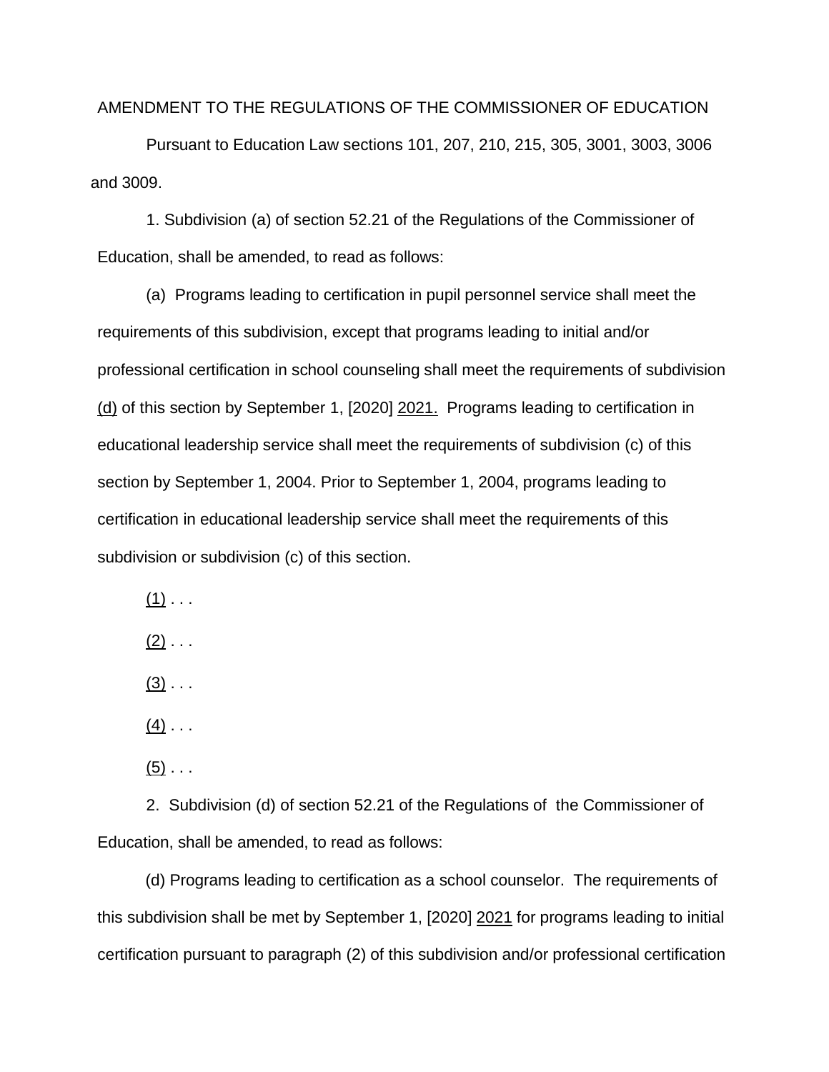AMENDMENT TO THE REGULATIONS OF THE COMMISSIONER OF EDUCATION

Pursuant to Education Law sections 101, 207, 210, 215, 305, 3001, 3003, 3006 and 3009.

1. Subdivision (a) of section 52.21 of the Regulations of the Commissioner of Education, shall be amended, to read as follows:

(a) Programs leading to certification in pupil personnel service shall meet the requirements of this subdivision, except that programs leading to initial and/or professional certification in school counseling shall meet the requirements of subdivision <u>(d)</u> of this section by September 1, [2020] <u>2021.</u> Programs leading to certification in educational leadership service shall meet the requirements of subdivision (c) of this section by September 1, 2004. Prior to September 1, 2004, programs leading to certification in educational leadership service shall meet the requirements of this subdivision or subdivision (c) of this section.

<u>(1)</u> . . .

<u>(2)</u> . . .

<u>(3)</u> . . .

<u>(4)</u> . . .

<u>(5)</u> . . .

2. Subdivision (d) of section 52.21 of the Regulations of the Commissioner of Education, shall be amended, to read as follows:

(d) Programs leading to certification as a school counselor. The requirements of this subdivision shall be met by September 1, [2020] <u>2021</u> for programs leading to initial certification pursuant to paragraph (2) of this subdivision and/or professional certification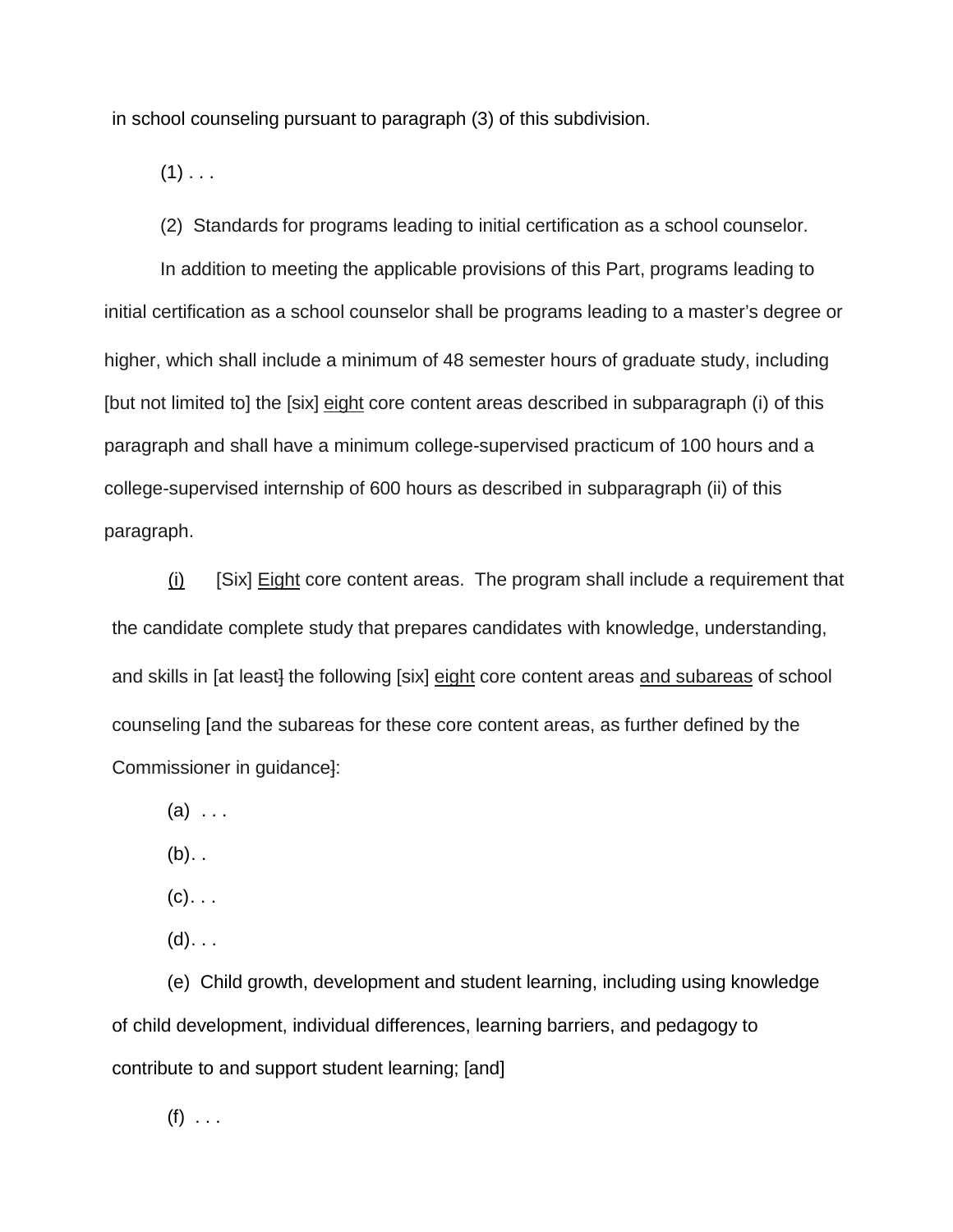in school counseling pursuant to paragraph (3) of this subdivision.

(1) . . .

(2) Standards for programs leading to initial certification as a school counselor.

In addition to meeting the applicable provisions of this Part, programs leading to initial certification as a school counselor shall be programs leading to a master's degree or higher, which shall include a minimum of 48 semester hours of graduate study, including [but not limited to] the [six] <u>eight</u> core content areas described in subparagraph (i) of this paragraph and shall have a minimum college-supervised practicum of 100 hours and a college-supervised internship of 600 hours as described in subparagraph (ii) of this paragraph.

<u>(i)</u> [Six] <u>Eight</u> core content areas. The program shall include a requirement that the candidate complete study that prepares candidates with knowledge, understanding, and skills in [at least] the following [six] <u>eight</u> core content areas <u>and subareas</u> of school counseling [and the subareas for these core content areas, as further defined by the Commissioner in guidance]:

(a) . . .

(b). .

(c). . .

(d). . .

(e) Child growth, development and student learning, including using knowledge of child development, individual differences, learning barriers, and pedagogy to contribute to and support student learning; [and]

(f) . . .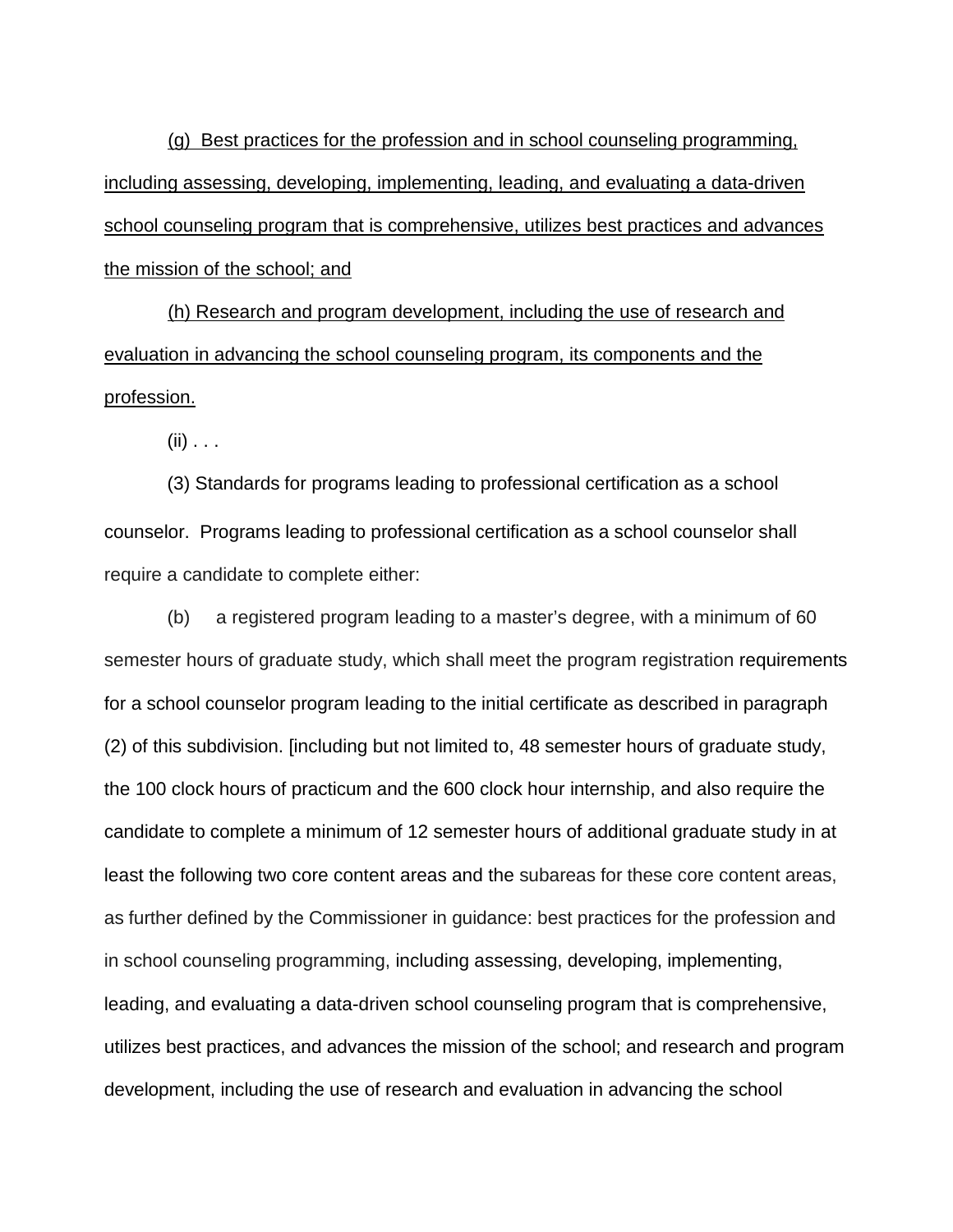<u>(g) Best practices for the profession and in school counseling programming, including assessing, developing, implementing, leading, and evaluating a data-driven school counseling program that is comprehensive, utilizes best practices and advances the mission of the school; and</u>

<u>(h) Research and program development, including the use of research and evaluation in advancing the school counseling program, its components and the profession.</u>

(ii) . . .

(3) Standards for programs leading to professional certification as a school counselor. Programs leading to professional certification as a school counselor shall require a candidate to complete either:

(b) a registered program leading to a master's degree, with a minimum of 60 semester hours of graduate study, which shall meet the program registration requirements for a school counselor program leading to the initial certificate as described in paragraph (2) of this subdivision. [including but not limited to, 48 semester hours of graduate study, the 100 clock hours of practicum and the 600 clock hour internship, and also require the candidate to complete a minimum of 12 semester hours of additional graduate study in at least the following two core content areas and the subareas for these core content areas, as further defined by the Commissioner in guidance: best practices for the profession and in school counseling programming, including assessing, developing, implementing, leading, and evaluating a data-driven school counseling program that is comprehensive, utilizes best practices, and advances the mission of the school; and research and program development, including the use of research and evaluation in advancing the school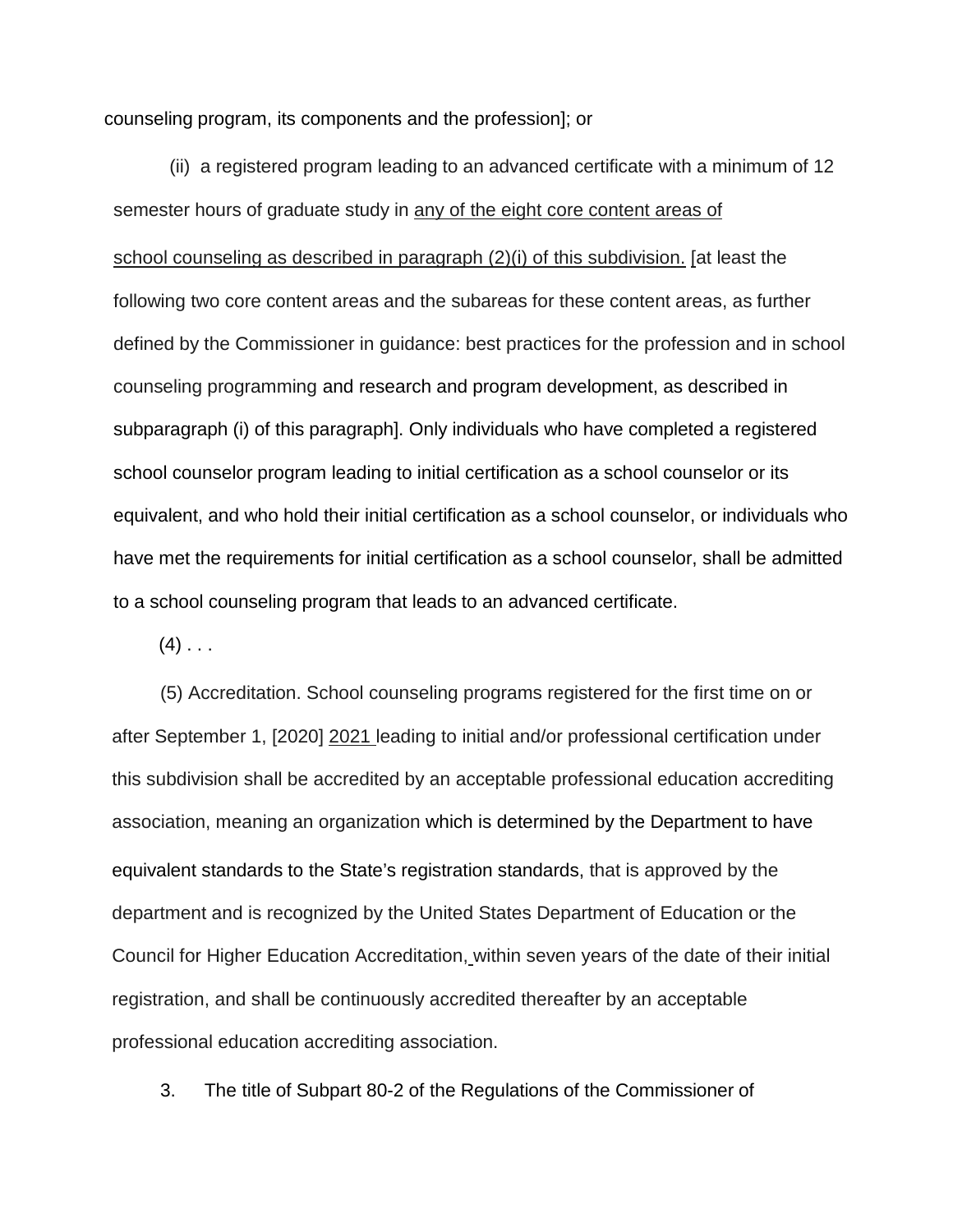counseling program, its components and the profession]; or

(ii) a registered program leading to an advanced certificate with a minimum of 12 semester hours of graduate study in <u>any of the eight core content areas of school counseling as described in paragraph (2)(i) of this subdivision.</u> [at least the following two core content areas and the subareas for these content areas, as further defined by the Commissioner in guidance: best practices for the profession and in school counseling programming and research and program development, as described in subparagraph (i) of this paragraph]. Only individuals who have completed a registered school counselor program leading to initial certification as a school counselor or its equivalent, and who hold their initial certification as a school counselor, or individuals who have met the requirements for initial certification as a school counselor, shall be admitted to a school counseling program that leads to an advanced certificate.

(4) . . .

(5) Accreditation. School counseling programs registered for the first time on or after September 1, [2020] <u>2021</u> leading to initial and/or professional certification under this subdivision shall be accredited by an acceptable professional education accrediting association, meaning an organization which is determined by the Department to have equivalent standards to the State's registration standards, that is approved by the department and is recognized by the United States Department of Education or the Council for Higher Education Accreditation, within seven years of the date of their initial registration, and shall be continuously accredited thereafter by an acceptable professional education accrediting association.

3. The title of Subpart 80-2 of the Regulations of the Commissioner of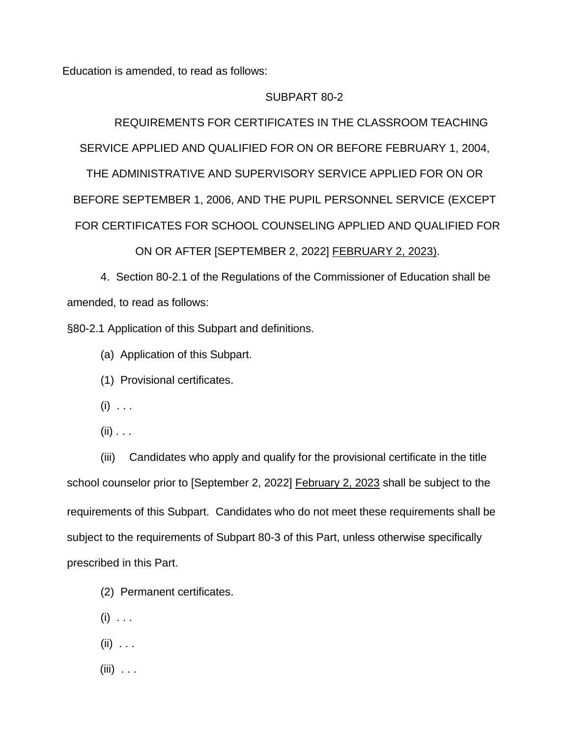Education is amended, to read as follows:

SUBPART 80-2

REQUIREMENTS FOR CERTIFICATES IN THE CLASSROOM TEACHING SERVICE APPLIED AND QUALIFIED FOR ON OR BEFORE FEBRUARY 1, 2004, THE ADMINISTRATIVE AND SUPERVISORY SERVICE APPLIED FOR ON OR BEFORE SEPTEMBER 1, 2006, AND THE PUPIL PERSONNEL SERVICE (EXCEPT FOR CERTIFICATES FOR SCHOOL COUNSELING APPLIED AND QUALIFIED FOR ON OR AFTER [SEPTEMBER 2, 2022] <u>FEBRUARY 2, 2023</u>).

4. Section 80-2.1 of the Regulations of the Commissioner of Education shall be amended, to read as follows:

§80-2.1 Application of this Subpart and definitions.

(a) Application of this Subpart.

(1) Provisional certificates.

(i) . . .

(ii) . . .

(iii) Candidates who apply and qualify for the provisional certificate in the title school counselor prior to [September 2, 2022] <u>February 2, 2023</u> shall be subject to the requirements of this Subpart. Candidates who do not meet these requirements shall be subject to the requirements of Subpart 80-3 of this Part, unless otherwise specifically prescribed in this Part.

(2) Permanent certificates.

(i) . . .

(ii) . . .

(iii) . . .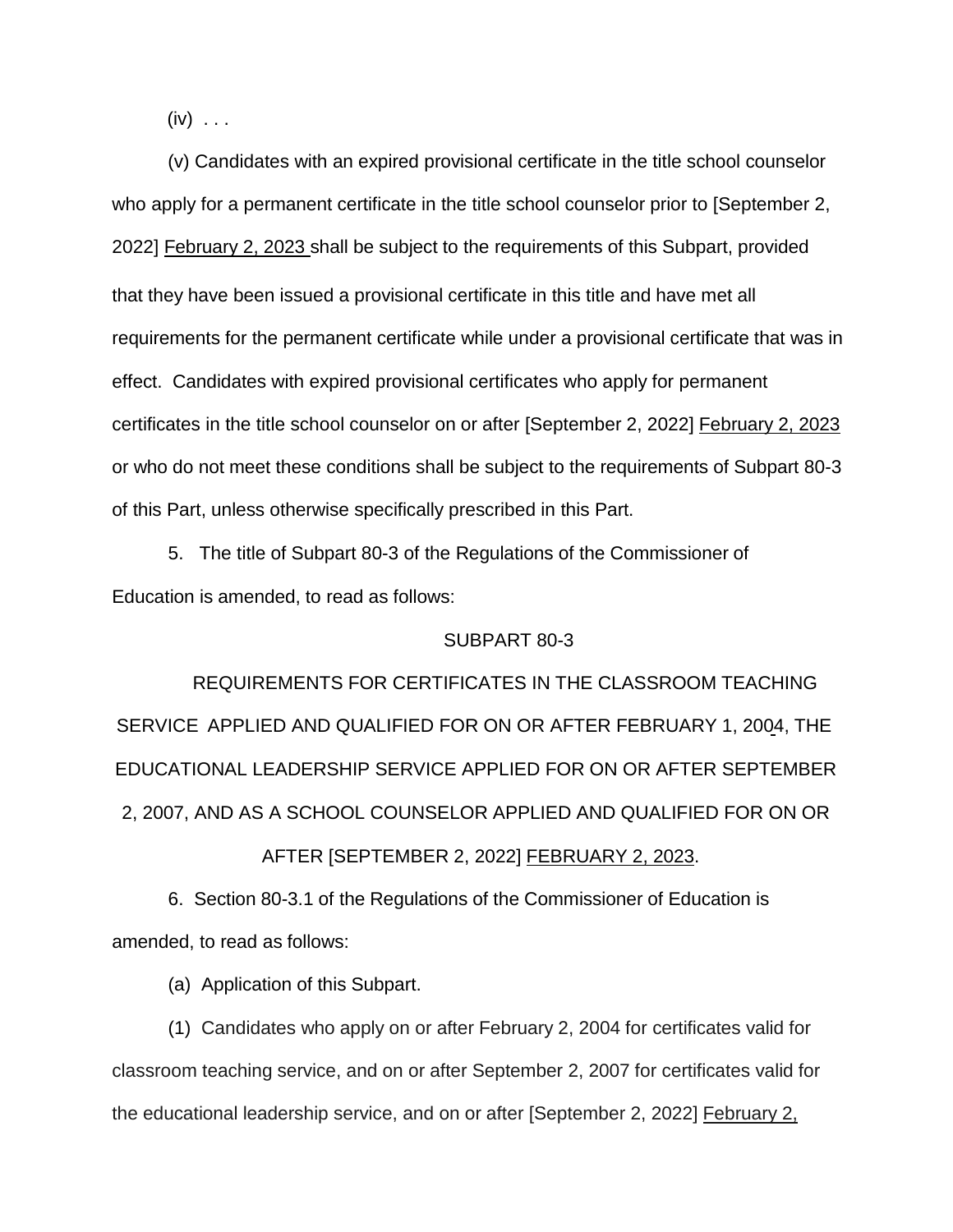(iv) . . .

(v) Candidates with an expired provisional certificate in the title school counselor who apply for a permanent certificate in the title school counselor prior to [September 2, 2022] <u>February 2, 2023</u> shall be subject to the requirements of this Subpart, provided that they have been issued a provisional certificate in this title and have met all requirements for the permanent certificate while under a provisional certificate that was in effect. Candidates with expired provisional certificates who apply for permanent certificates in the title school counselor on or after [September 2, 2022] <u>February 2, 2023</u> or who do not meet these conditions shall be subject to the requirements of Subpart 80-3 of this Part, unless otherwise specifically prescribed in this Part.

5. The title of Subpart 80-3 of the Regulations of the Commissioner of Education is amended, to read as follows:

SUBPART 80-3

REQUIREMENTS FOR CERTIFICATES IN THE CLASSROOM TEACHING SERVICE APPLIED AND QUALIFIED FOR ON OR AFTER FEBRUARY 1, 2004, THE EDUCATIONAL LEADERSHIP SERVICE APPLIED FOR ON OR AFTER SEPTEMBER 2, 2007, AND AS A SCHOOL COUNSELOR APPLIED AND QUALIFIED FOR ON OR AFTER [SEPTEMBER 2, 2022] <u>FEBRUARY 2, 2023</u>.

6. Section 80-3.1 of the Regulations of the Commissioner of Education is amended, to read as follows:

(a) Application of this Subpart.

(1) Candidates who apply on or after February 2, 2004 for certificates valid for classroom teaching service, and on or after September 2, 2007 for certificates valid for the educational leadership service, and on or after [September 2, 2022] <u>February 2,</u>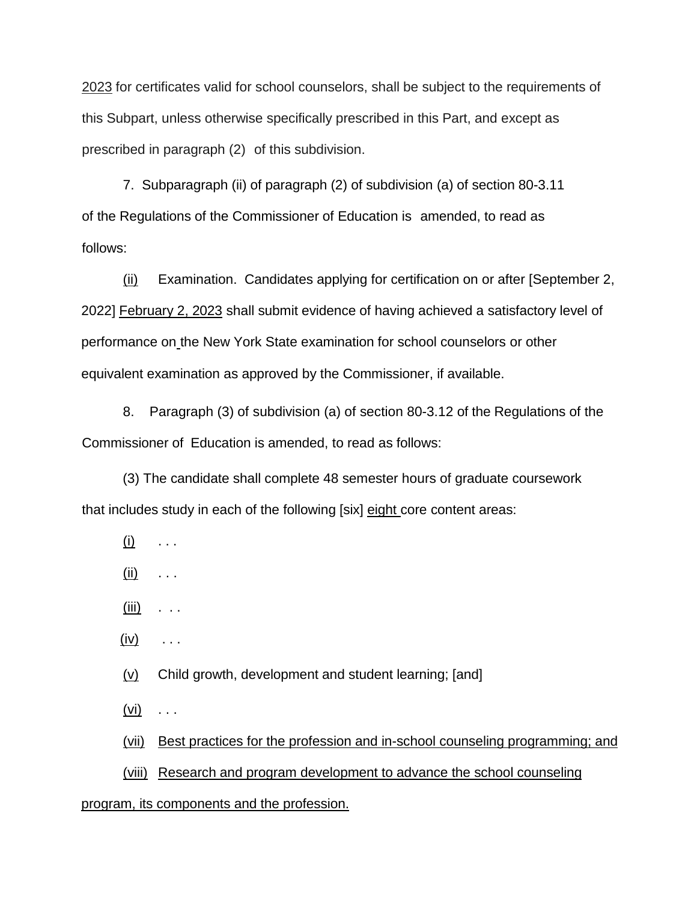2023 for certificates valid for school counselors, shall be subject to the requirements of this Subpart, unless otherwise specifically prescribed in this Part, and except as prescribed in paragraph (2) of this subdivision.

7. Subparagraph (ii) of paragraph (2) of subdivision (a) of section 80-3.11 of the Regulations of the Commissioner of Education is amended, to read as follows:

(ii) Examination. Candidates applying for certification on or after [September 2, 2022] February 2, 2023 shall submit evidence of having achieved a satisfactory level of performance on the New York State examination for school counselors or other equivalent examination as approved by the Commissioner, if available.

8. Paragraph (3) of subdivision (a) of section 80-3.12 of the Regulations of the Commissioner of Education is amended, to read as follows:

(3) The candidate shall complete 48 semester hours of graduate coursework that includes study in each of the following [six] eight core content areas:

(i) . . .

(ii) . . .

(iii) . . .

(iv) . . .

(v) Child growth, development and student learning; [and]

(vi) . . .

(vii) Best practices for the profession and in-school counseling programming; and

(viii) Research and program development to advance the school counseling program, its components and the profession.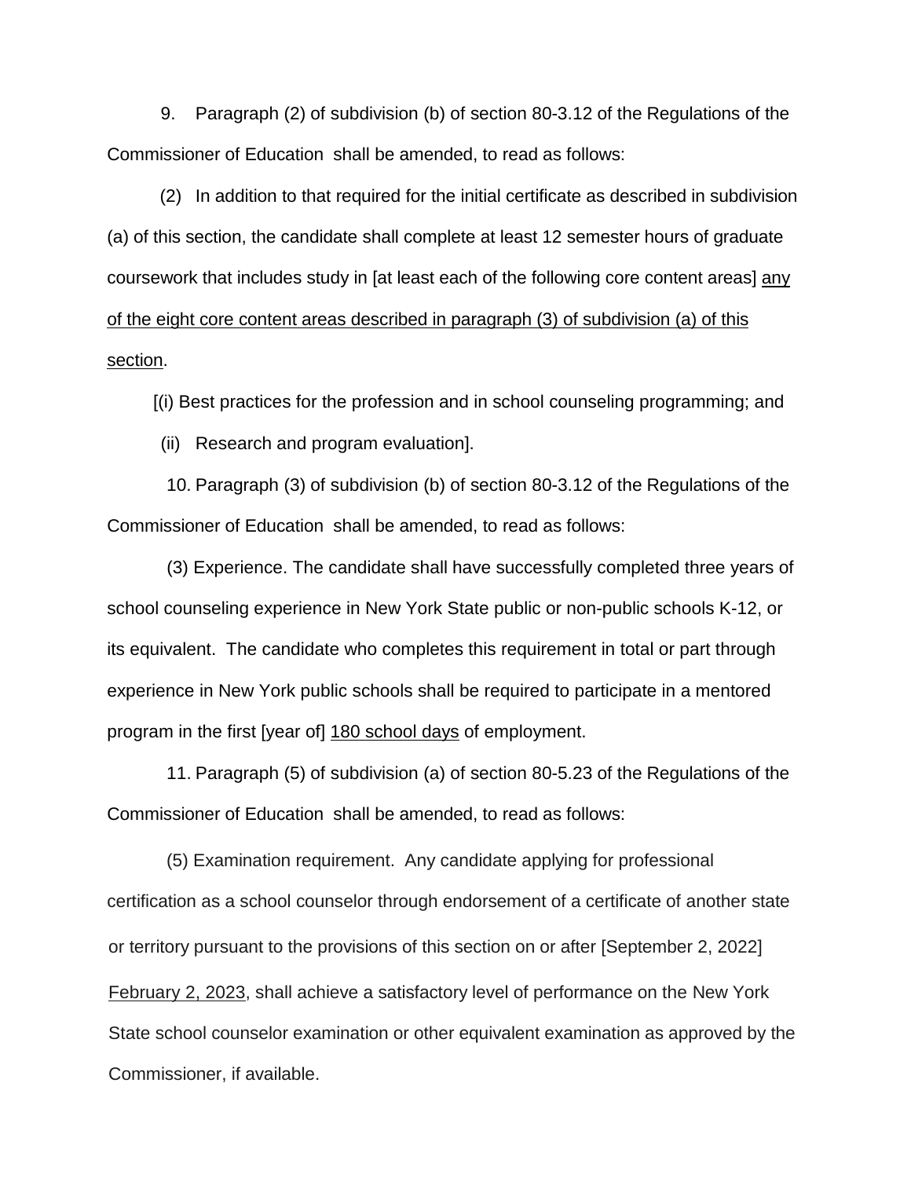9. Paragraph (2) of subdivision (b) of section 80-3.12 of the Regulations of the Commissioner of Education shall be amended, to read as follows:

(2) In addition to that required for the initial certificate as described in subdivision (a) of this section, the candidate shall complete at least 12 semester hours of graduate coursework that includes study in [at least each of the following core content areas] <u>any of the eight core content areas described in paragraph (3) of subdivision (a) of this section</u>.

[(i) Best practices for the profession and in school counseling programming; and

(ii) Research and program evaluation].

10. Paragraph (3) of subdivision (b) of section 80-3.12 of the Regulations of the Commissioner of Education shall be amended, to read as follows:

(3) Experience. The candidate shall have successfully completed three years of school counseling experience in New York State public or non-public schools K-12, or its equivalent. The candidate who completes this requirement in total or part through experience in New York public schools shall be required to participate in a mentored program in the first [year of] <u>180 school days</u> of employment.

11. Paragraph (5) of subdivision (a) of section 80-5.23 of the Regulations of the Commissioner of Education shall be amended, to read as follows:

(5) Examination requirement. Any candidate applying for professional certification as a school counselor through endorsement of a certificate of another state or territory pursuant to the provisions of this section on or after [September 2, 2022] <u>February 2, 2023</u>, shall achieve a satisfactory level of performance on the New York State school counselor examination or other equivalent examination as approved by the Commissioner, if available.